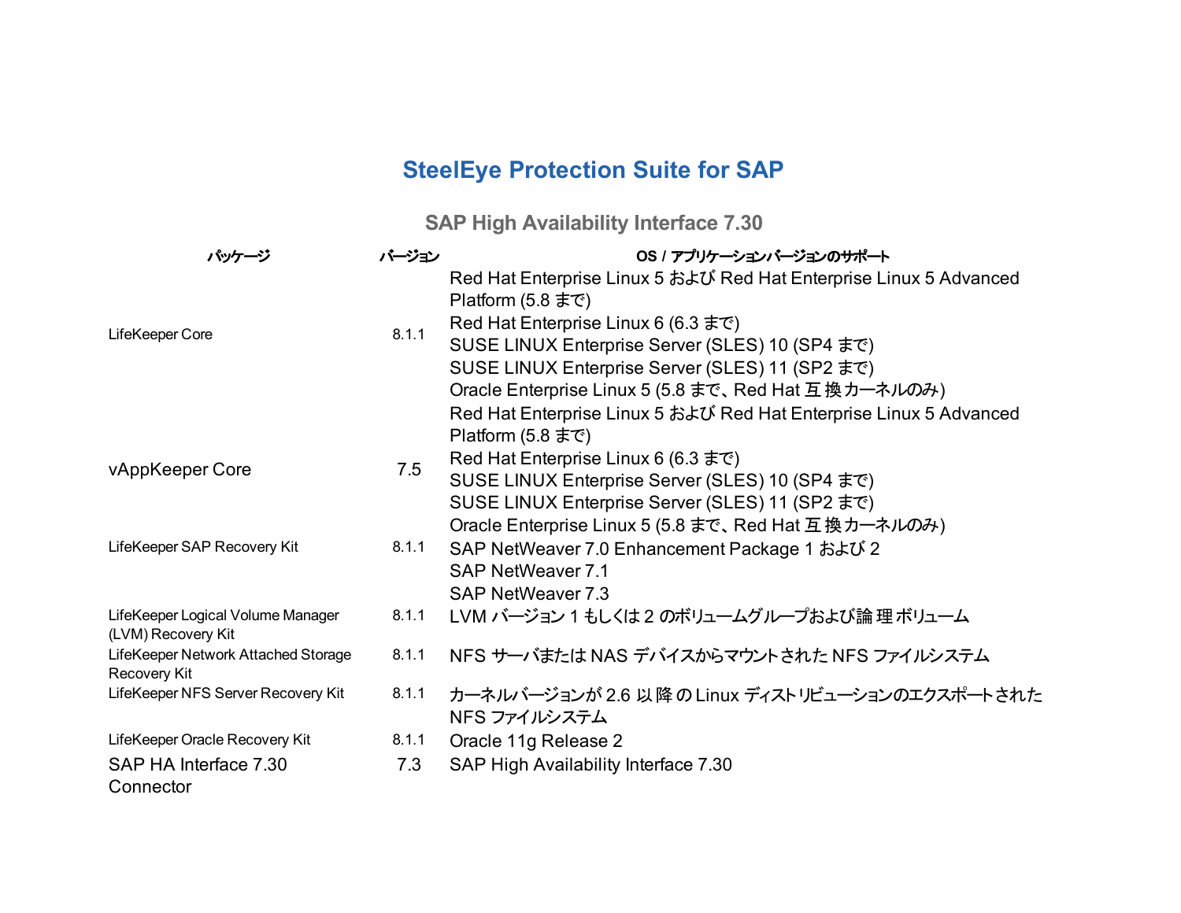# SteelEye Protection Suite for SAP

## SAP High Availability Interface 7.30

| パッケージ | バージョン | OS / アプリケーションバージョンのサポート |
|---|---|---|
| LifeKeeper Core | 8.1.1 | Red Hat Enterprise Linux 5 および Red Hat Enterprise Linux 5 Advanced Platform (5.8 まで)<br>Red Hat Enterprise Linux 6 (6.3 まで)<br>SUSE LINUX Enterprise Server (SLES) 10 (SP4 まで)<br>SUSE LINUX Enterprise Server (SLES) 11 (SP2 まで)<br>Oracle Enterprise Linux 5 (5.8 まで、Red Hat 互換カーネルのみ) |
| vAppKeeper Core | 7.5 | Red Hat Enterprise Linux 5 および Red Hat Enterprise Linux 5 Advanced Platform (5.8 まで)<br>Red Hat Enterprise Linux 6 (6.3 まで)<br>SUSE LINUX Enterprise Server (SLES) 10 (SP4 まで)<br>SUSE LINUX Enterprise Server (SLES) 11 (SP2 まで)<br>Oracle Enterprise Linux 5 (5.8 まで、Red Hat 互換カーネルのみ) |
| LifeKeeper SAP Recovery Kit | 8.1.1 | SAP NetWeaver 7.0 Enhancement Package 1 および 2<br>SAP NetWeaver 7.1<br>SAP NetWeaver 7.3 |
| LifeKeeper Logical Volume Manager (LVM) Recovery Kit | 8.1.1 | LVM バージョン 1 もしくは 2 のボリュームグループおよび論理ボリューム |
| LifeKeeper Network Attached Storage Recovery Kit | 8.1.1 | NFS サーバまたは NAS デバイスからマウントされた NFS ファイルシステム |
| LifeKeeper NFS Server Recovery Kit | 8.1.1 | カーネルバージョンが 2.6 以降の Linux ディストリビューションのエクスポートされた NFS ファイルシステム |
| LifeKeeper Oracle Recovery Kit | 8.1.1 | Oracle 11g Release 2 |
| SAP HA Interface 7.30 Connector | 7.3 | SAP High Availability Interface 7.30 |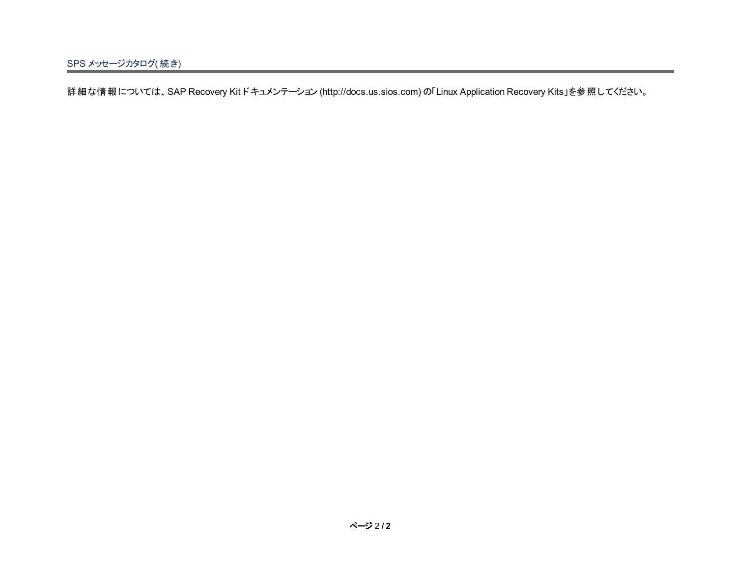詳細な情報については、SAP Recovery Kit ドキュメンテーション (http://docs.us.sios.com) の「Linux Application Recovery Kits」を参照してください。